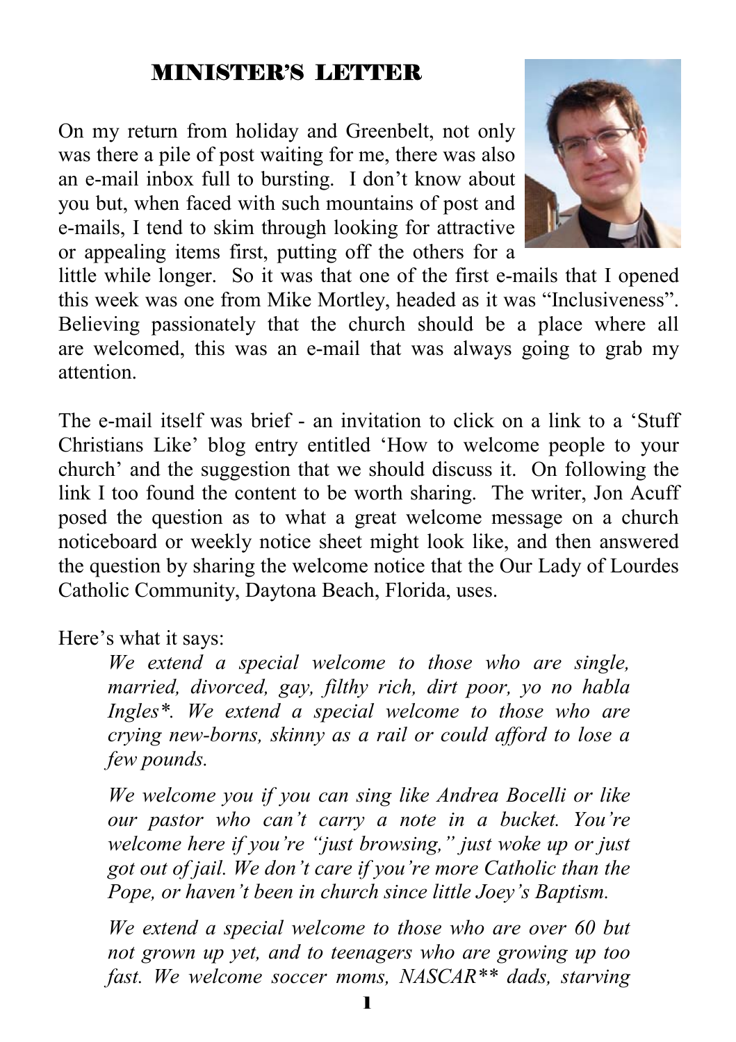## MINISTER'S LETTER

On my return from holiday and Greenbelt, not only was there a pile of post waiting for me, there was also an e-mail inbox full to bursting. I don't know about you but, when faced with such mountains of post and e-mails, I tend to skim through looking for attractive or appealing items first, putting off the others for a little while longer. So it was that one of the first e-mails that I opened this week was one from Mike Mortley, headed as it was "Inclusiveness". Believing passionately that the church should be a place where all are welcomed, this was an e-mail that was always going to grab my attention.

The e-mail itself was brief - an invitation to click on a link to a 'Stuff Christians Like' blog entry entitled 'How to welcome people to your church' and the suggestion that we should discuss it. On following the link I too found the content to be worth sharing. The writer, Jon Acuff posed the question as to what a great welcome message on a church noticeboard or weekly notice sheet might look like, and then answered the question by sharing the welcome notice that the Our Lady of Lourdes Catholic Community, Daytona Beach, Florida, uses.

Here's what it says:

> *We extend a special welcome to those who are single, married, divorced, gay, filthy rich, dirt poor, yo no habla Ingles*. We extend a special welcome to those who are crying new-borns, skinny as a rail or could afford to lose a few pounds.*
>
> *We welcome you if you can sing like Andrea Bocelli or like our pastor who can't carry a note in a bucket. You're welcome here if you're "just browsing," just woke up or just got out of jail. We don't care if you're more Catholic than the Pope, or haven't been in church since little Joey's Baptism.*
>
> *We extend a special welcome to those who are over 60 but not grown up yet, and to teenagers who are growing up too fast. We welcome soccer moms, NASCAR** dads, starving*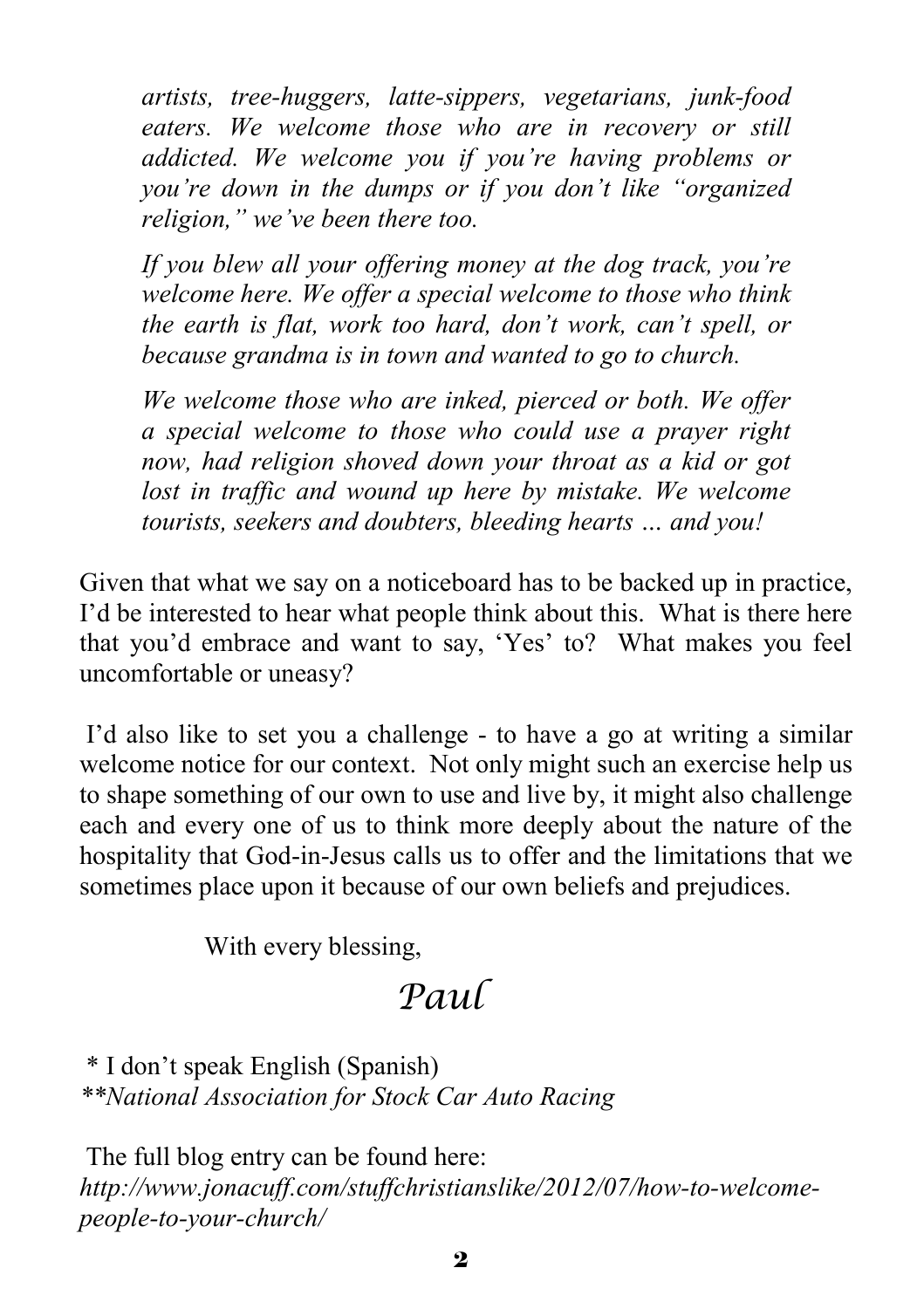*artists, tree-huggers, latte-sippers, vegetarians, junk-food eaters. We welcome those who are in recovery or still addicted. We welcome you if you're having problems or you're down in the dumps or if you don't like "organized religion," we've been there too.*

*If you blew all your offering money at the dog track, you're welcome here. We offer a special welcome to those who think the earth is flat, work too hard, don't work, can't spell, or because grandma is in town and wanted to go to church.*

*We welcome those who are inked, pierced or both. We offer a special welcome to those who could use a prayer right now, had religion shoved down your throat as a kid or got lost in traffic and wound up here by mistake. We welcome tourists, seekers and doubters, bleeding hearts … and you!*

Given that what we say on a noticeboard has to be backed up in practice, I'd be interested to hear what people think about this. What is there here that you'd embrace and want to say, 'Yes' to? What makes you feel uncomfortable or uneasy?

I'd also like to set you a challenge - to have a go at writing a similar welcome notice for our context. Not only might such an exercise help us to shape something of our own to use and live by, it might also challenge each and every one of us to think more deeply about the nature of the hospitality that God-in-Jesus calls us to offer and the limitations that we sometimes place upon it because of our own beliefs and prejudices.

With every blessing,

*Paul*

\* I don't speak English (Spanish)
*\*\*National Association for Stock Car Auto Racing*

The full blog entry can be found here:
*http://www.jonacuff.com/stuffchristianslike/2012/07/how-to-welcome-people-to-your-church/*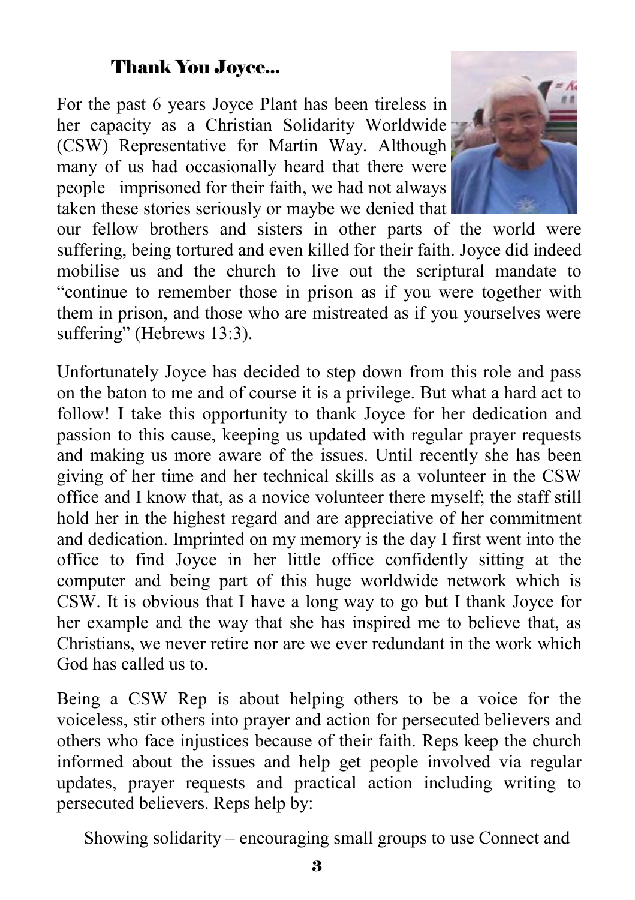## Thank You Joyce...

For the past 6 years Joyce Plant has been tireless in her capacity as a Christian Solidarity Worldwide (CSW) Representative for Martin Way. Although many of us had occasionally heard that there were people imprisoned for their faith, we had not always taken these stories seriously or maybe we denied that our fellow brothers and sisters in other parts of the world were suffering, being tortured and even killed for their faith. Joyce did indeed mobilise us and the church to live out the scriptural mandate to "continue to remember those in prison as if you were together with them in prison, and those who are mistreated as if you yourselves were suffering" (Hebrews 13:3).

Unfortunately Joyce has decided to step down from this role and pass on the baton to me and of course it is a privilege. But what a hard act to follow! I take this opportunity to thank Joyce for her dedication and passion to this cause, keeping us updated with regular prayer requests and making us more aware of the issues. Until recently she has been giving of her time and her technical skills as a volunteer in the CSW office and I know that, as a novice volunteer there myself; the staff still hold her in the highest regard and are appreciative of her commitment and dedication. Imprinted on my memory is the day I first went into the office to find Joyce in her little office confidently sitting at the computer and being part of this huge worldwide network which is CSW. It is obvious that I have a long way to go but I thank Joyce for her example and the way that she has inspired me to believe that, as Christians, we never retire nor are we ever redundant in the work which God has called us to.

Being a CSW Rep is about helping others to be a voice for the voiceless, stir others into prayer and action for persecuted believers and others who face injustices because of their faith. Reps keep the church informed about the issues and help get people involved via regular updates, prayer requests and practical action including writing to persecuted believers. Reps help by:

Showing solidarity – encouraging small groups to use Connect and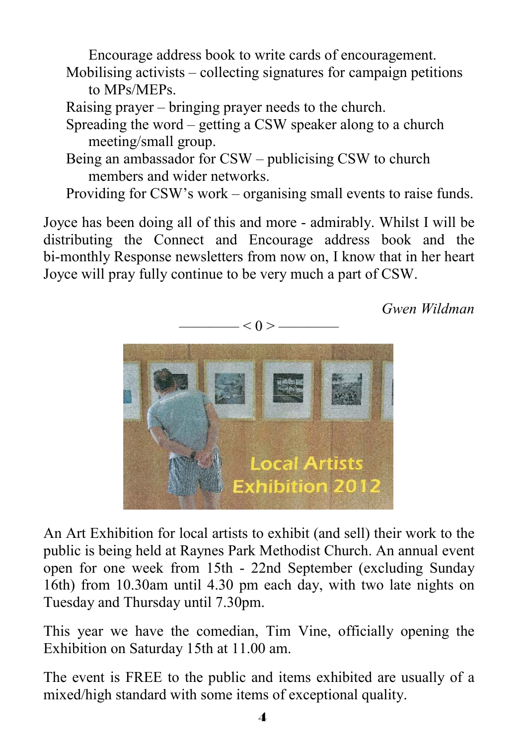Encourage address book to write cards of encouragement.

Mobilising activists – collecting signatures for campaign petitions to MPs/MEPs.

Raising prayer – bringing prayer needs to the church.

Spreading the word – getting a CSW speaker along to a church meeting/small group.

Being an ambassador for CSW – publicising CSW to church members and wider networks.

Providing for CSW's work – organising small events to raise funds.

Joyce has been doing all of this and more - admirably. Whilst I will be distributing the Connect and Encourage address book and the bi-monthly Response newsletters from now on, I know that in her heart Joyce will pray fully continue to be very much a part of CSW.

*Gwen Wildman*

———— < 0 > ————

Local Artists Exhibition 2012

An Art Exhibition for local artists to exhibit (and sell) their work to the public is being held at Raynes Park Methodist Church. An annual event open for one week from 15th - 22nd September (excluding Sunday 16th) from 10.30am until 4.30 pm each day, with two late nights on Tuesday and Thursday until 7.30pm.

This year we have the comedian, Tim Vine, officially opening the Exhibition on Saturday 15th at 11.00 am.

The event is FREE to the public and items exhibited are usually of a mixed/high standard with some items of exceptional quality.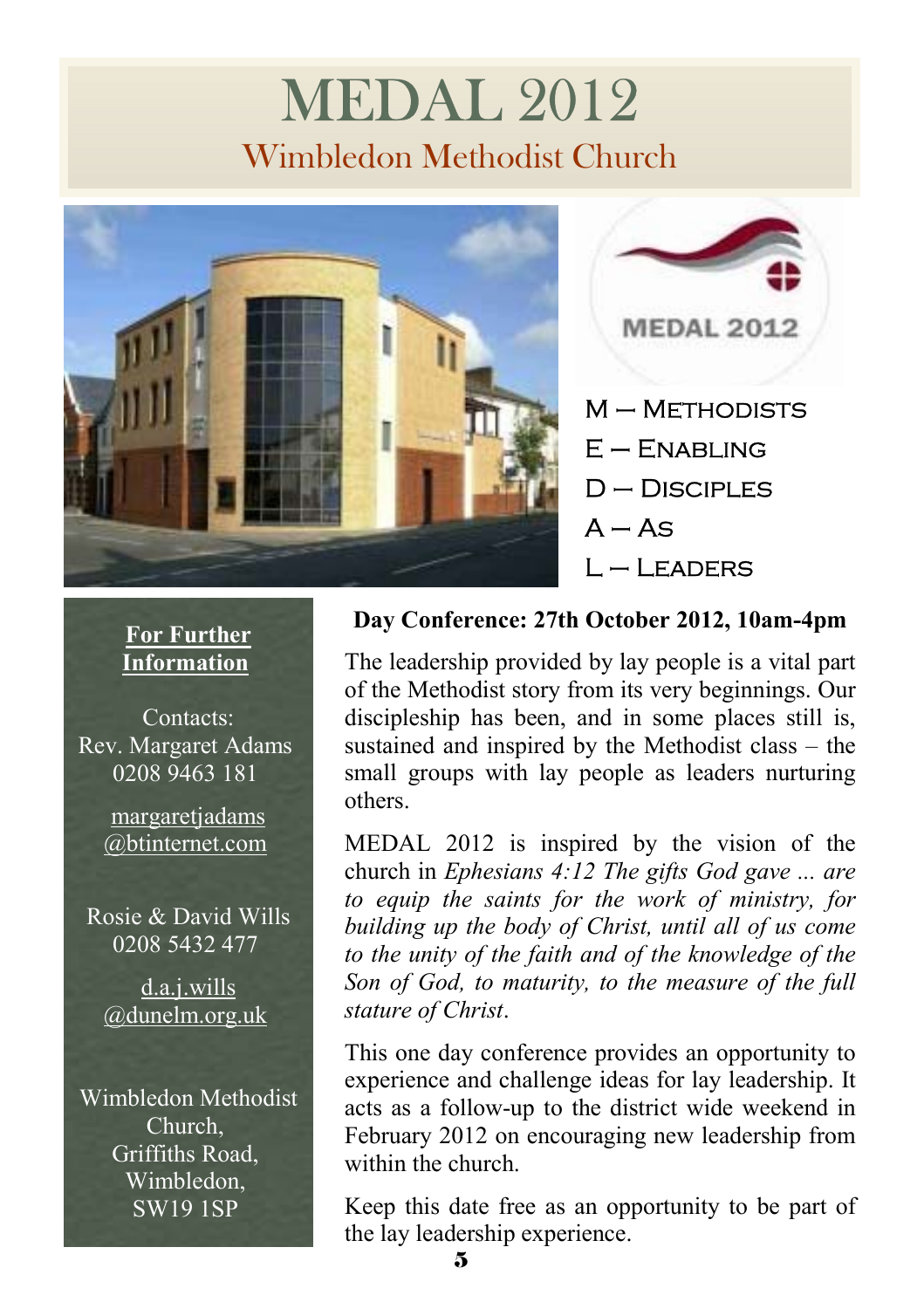# MEDAL 2012

## Wimbledon Methodist Church

M – Methodists
E – Enabling
D – Disciples
A – As
L – Leaders

**For Further Information**

Contacts:
Rev. Margaret Adams
0208 9463 181

margaretjadams@btinternet.com

Rosie & David Wills
0208 5432 477

d.a.j.wills@dunelm.org.uk

Wimbledon Methodist Church,
Griffiths Road,
Wimbledon,
SW19 1SP

**Day Conference: 27th October 2012, 10am-4pm**

The leadership provided by lay people is a vital part of the Methodist story from its very beginnings. Our discipleship has been, and in some places still is, sustained and inspired by the Methodist class – the small groups with lay people as leaders nurturing others.

MEDAL 2012 is inspired by the vision of the church in *Ephesians 4:12 The gifts God gave ... are to equip the saints for the work of ministry, for building up the body of Christ, until all of us come to the unity of the faith and of the knowledge of the Son of God, to maturity, to the measure of the full stature of Christ*.

This one day conference provides an opportunity to experience and challenge ideas for lay leadership. It acts as a follow-up to the district wide weekend in February 2012 on encouraging new leadership from within the church.

Keep this date free as an opportunity to be part of the lay leadership experience.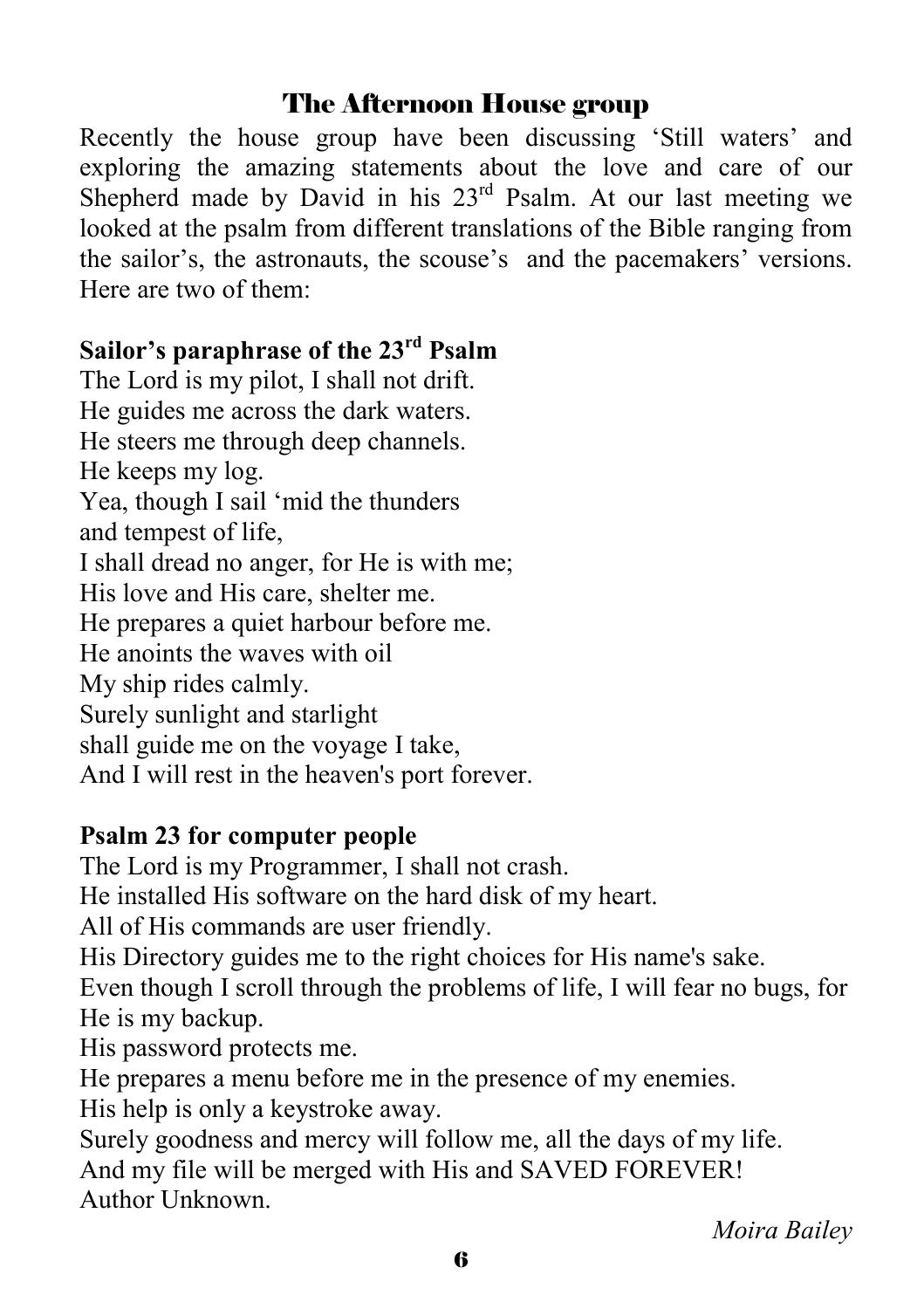# The Afternoon House group

Recently the house group have been discussing 'Still waters' and exploring the amazing statements about the love and care of our Shepherd made by David in his 23rd Psalm. At our last meeting we looked at the psalm from different translations of the Bible ranging from the sailor's, the astronauts, the scouse's and the pacemakers' versions. Here are two of them:

**Sailor's paraphrase of the 23rd Psalm**

The Lord is my pilot, I shall not drift.
He guides me across the dark waters.
He steers me through deep channels.
He keeps my log.
Yea, though I sail 'mid the thunders
and tempest of life,
I shall dread no anger, for He is with me;
His love and His care, shelter me.
He prepares a quiet harbour before me.
He anoints the waves with oil
My ship rides calmly.
Surely sunlight and starlight
shall guide me on the voyage I take,
And I will rest in the heaven's port forever.

**Psalm 23 for computer people**

The Lord is my Programmer, I shall not crash.
He installed His software on the hard disk of my heart.
All of His commands are user friendly.
His Directory guides me to the right choices for His name's sake.
Even though I scroll through the problems of life, I will fear no bugs, for He is my backup.
His password protects me.
He prepares a menu before me in the presence of my enemies.
His help is only a keystroke away.
Surely goodness and mercy will follow me, all the days of my life.
And my file will be merged with His and SAVED FOREVER!
Author Unknown.

*Moira Bailey*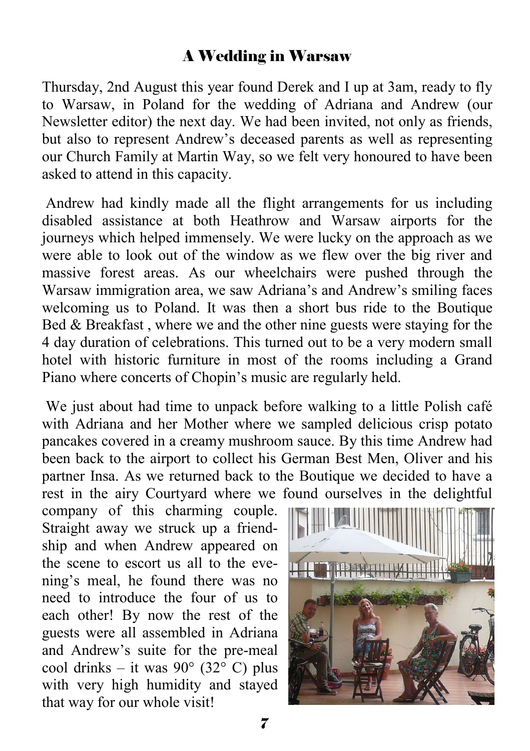## A Wedding in Warsaw

Thursday, 2nd August this year found Derek and I up at 3am, ready to fly to Warsaw, in Poland for the wedding of Adriana and Andrew (our Newsletter editor) the next day. We had been invited, not only as friends, but also to represent Andrew's deceased parents as well as representing our Church Family at Martin Way, so we felt very honoured to have been asked to attend in this capacity.

Andrew had kindly made all the flight arrangements for us including disabled assistance at both Heathrow and Warsaw airports for the journeys which helped immensely. We were lucky on the approach as we were able to look out of the window as we flew over the big river and massive forest areas. As our wheelchairs were pushed through the Warsaw immigration area, we saw Adriana's and Andrew's smiling faces welcoming us to Poland. It was then a short bus ride to the Boutique Bed & Breakfast , where we and the other nine guests were staying for the 4 day duration of celebrations. This turned out to be a very modern small hotel with historic furniture in most of the rooms including a Grand Piano where concerts of Chopin's music are regularly held.

We just about had time to unpack before walking to a little Polish café with Adriana and her Mother where we sampled delicious crisp potato pancakes covered in a creamy mushroom sauce. By this time Andrew had been back to the airport to collect his German Best Men, Oliver and his partner Insa. As we returned back to the Boutique we decided to have a rest in the airy Courtyard where we found ourselves in the delightful company of this charming couple. Straight away we struck up a friendship and when Andrew appeared on the scene to escort us all to the evening's meal, he found there was no need to introduce the four of us to each other! By now the rest of the guests were all assembled in Adriana and Andrew's suite for the pre-meal cool drinks – it was 90° (32° C) plus with very high humidity and stayed that way for our whole visit!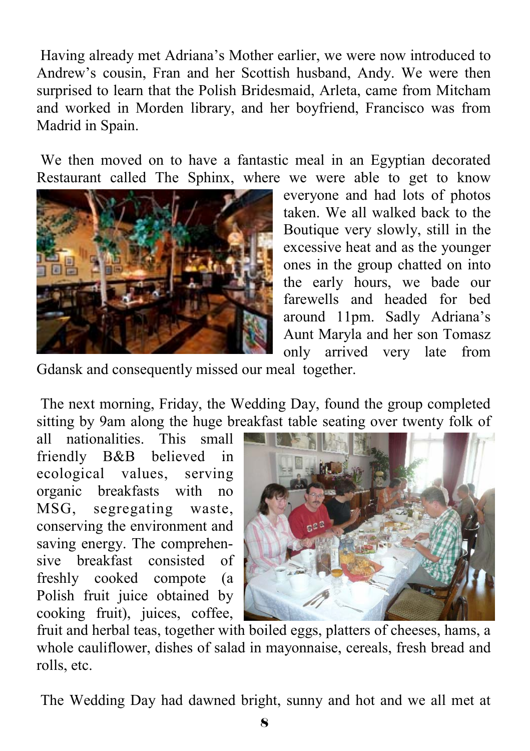Having already met Adriana's Mother earlier, we were now introduced to Andrew's cousin, Fran and her Scottish husband, Andy. We were then surprised to learn that the Polish Bridesmaid, Arleta, came from Mitcham and worked in Morden library, and her boyfriend, Francisco was from Madrid in Spain.

We then moved on to have a fantastic meal in an Egyptian decorated Restaurant called The Sphinx, where we were able to get to know everyone and had lots of photos taken. We all walked back to the Boutique very slowly, still in the excessive heat and as the younger ones in the group chatted on into the early hours, we bade our farewells and headed for bed around 11pm. Sadly Adriana's Aunt Maryla and her son Tomasz only arrived very late from Gdansk and consequently missed our meal together.

The next morning, Friday, the Wedding Day, found the group completed sitting by 9am along the huge breakfast table seating over twenty folk of all nationalities. This small friendly B&B believed in ecological values, serving organic breakfasts with no MSG, segregating waste, conserving the environment and saving energy. The comprehensive breakfast consisted of freshly cooked compote (a Polish fruit juice obtained by cooking fruit), juices, coffee, fruit and herbal teas, together with boiled eggs, platters of cheeses, hams, a whole cauliflower, dishes of salad in mayonnaise, cereals, fresh bread and rolls, etc.

The Wedding Day had dawned bright, sunny and hot and we all met at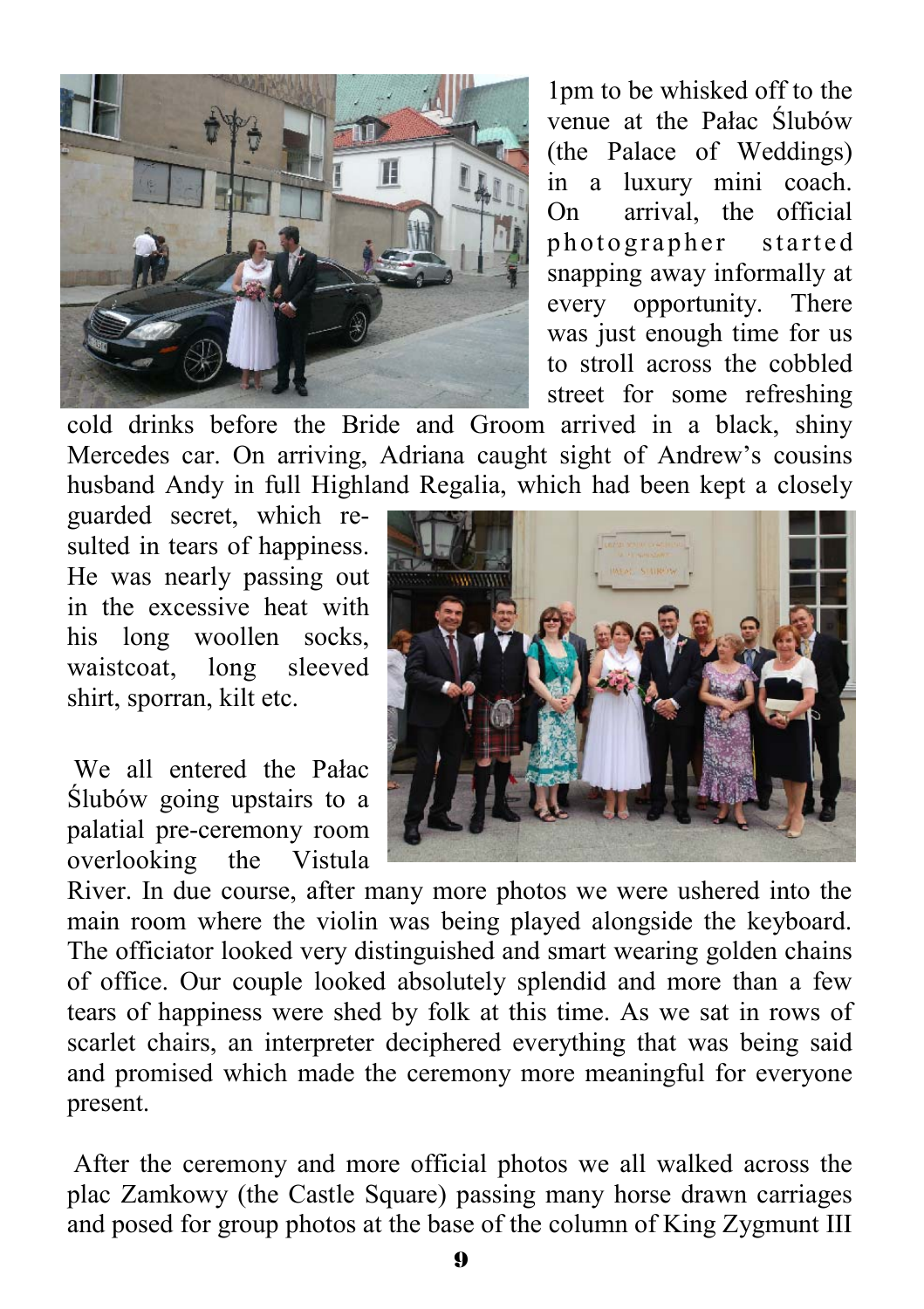1pm to be whisked off to the venue at the Pałac Ślubów (the Palace of Weddings) in a luxury mini coach. On arrival, the official photographer started snapping away informally at every opportunity. There was just enough time for us to stroll across the cobbled street for some refreshing cold drinks before the Bride and Groom arrived in a black, shiny Mercedes car. On arriving, Adriana caught sight of Andrew's cousins husband Andy in full Highland Regalia, which had been kept a closely guarded secret, which resulted in tears of happiness. He was nearly passing out in the excessive heat with his long woollen socks, waistcoat, long sleeved shirt, sporran, kilt etc.

We all entered the Pałac Ślubów going upstairs to a palatial pre-ceremony room overlooking the Vistula River. In due course, after many more photos we were ushered into the main room where the violin was being played alongside the keyboard. The officiator looked very distinguished and smart wearing golden chains of office. Our couple looked absolutely splendid and more than a few tears of happiness were shed by folk at this time. As we sat in rows of scarlet chairs, an interpreter deciphered everything that was being said and promised which made the ceremony more meaningful for everyone present.

After the ceremony and more official photos we all walked across the plac Zamkowy (the Castle Square) passing many horse drawn carriages and posed for group photos at the base of the column of King Zygmunt III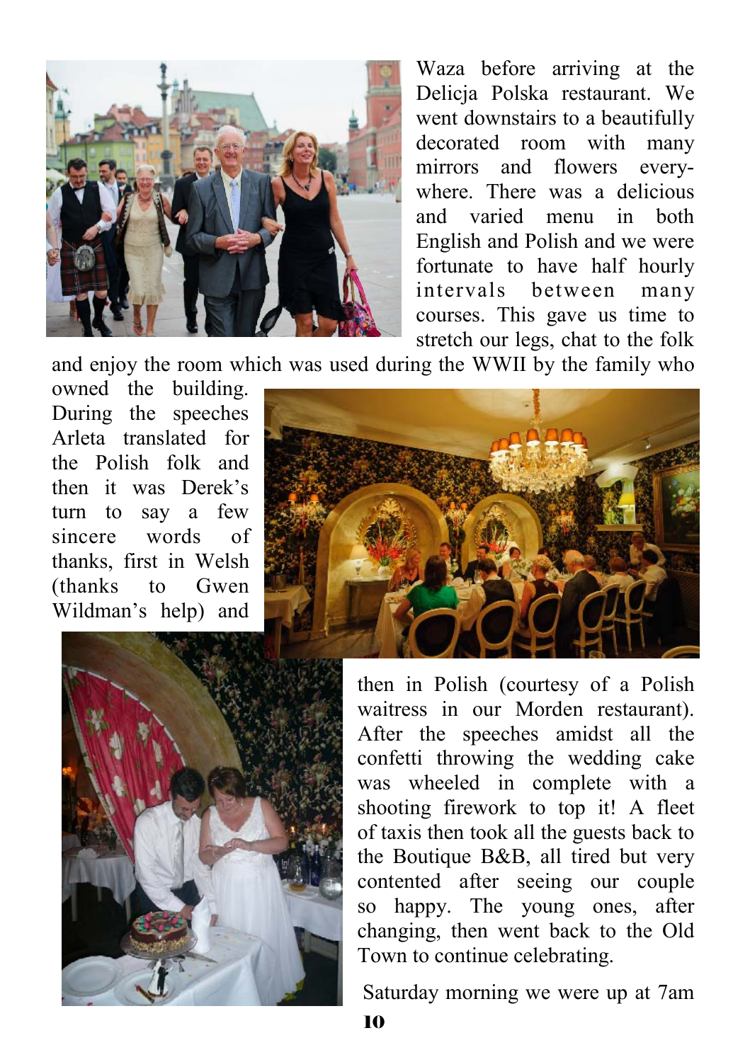Waza before arriving at the Delicja Polska restaurant. We went downstairs to a beautifully decorated room with many mirrors and flowers everywhere. There was a delicious and varied menu in both English and Polish and we were fortunate to have half hourly intervals between many courses. This gave us time to stretch our legs, chat to the folk and enjoy the room which was used during the WWII by the family who owned the building. During the speeches Arleta translated for the Polish folk and then it was Derek's turn to say a few sincere words of thanks, first in Welsh (thanks to Gwen Wildman's help) and then in Polish (courtesy of a Polish waitress in our Morden restaurant). After the speeches amidst all the confetti throwing the wedding cake was wheeled in complete with a shooting firework to top it! A fleet of taxis then took all the guests back to the Boutique B&B, all tired but very contented after seeing our couple so happy. The young ones, after changing, then went back to the Old Town to continue celebrating.

Saturday morning we were up at 7am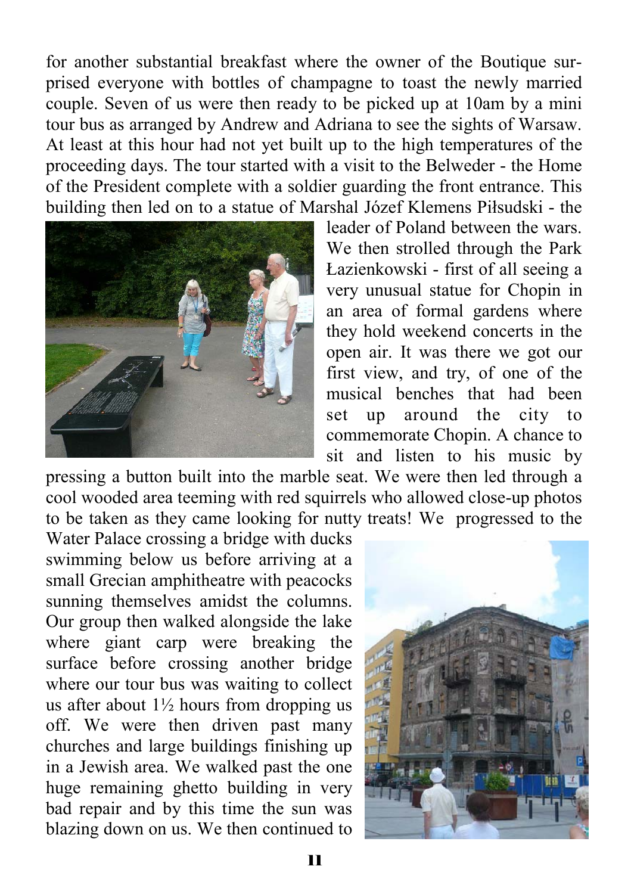for another substantial breakfast where the owner of the Boutique surprised everyone with bottles of champagne to toast the newly married couple. Seven of us were then ready to be picked up at 10am by a mini tour bus as arranged by Andrew and Adriana to see the sights of Warsaw. At least at this hour had not yet built up to the high temperatures of the proceeding days. The tour started with a visit to the Belweder - the Home of the President complete with a soldier guarding the front entrance. This building then led on to a statue of Marshal Józef Klemens Piłsudski - the leader of Poland between the wars. We then strolled through the Park Łazienkowski - first of all seeing a very unusual statue for Chopin in an area of formal gardens where they hold weekend concerts in the open air. It was there we got our first view, and try, of one of the musical benches that had been set up around the city to commemorate Chopin. A chance to sit and listen to his music by pressing a button built into the marble seat. We were then led through a cool wooded area teeming with red squirrels who allowed close-up photos to be taken as they came looking for nutty treats! We progressed to the Water Palace crossing a bridge with ducks swimming below us before arriving at a small Grecian amphitheatre with peacocks sunning themselves amidst the columns. Our group then walked alongside the lake where giant carp were breaking the surface before crossing another bridge where our tour bus was waiting to collect us after about 1½ hours from dropping us off. We were then driven past many churches and large buildings finishing up in a Jewish area. We walked past the one huge remaining ghetto building in very bad repair and by this time the sun was blazing down on us. We then continued to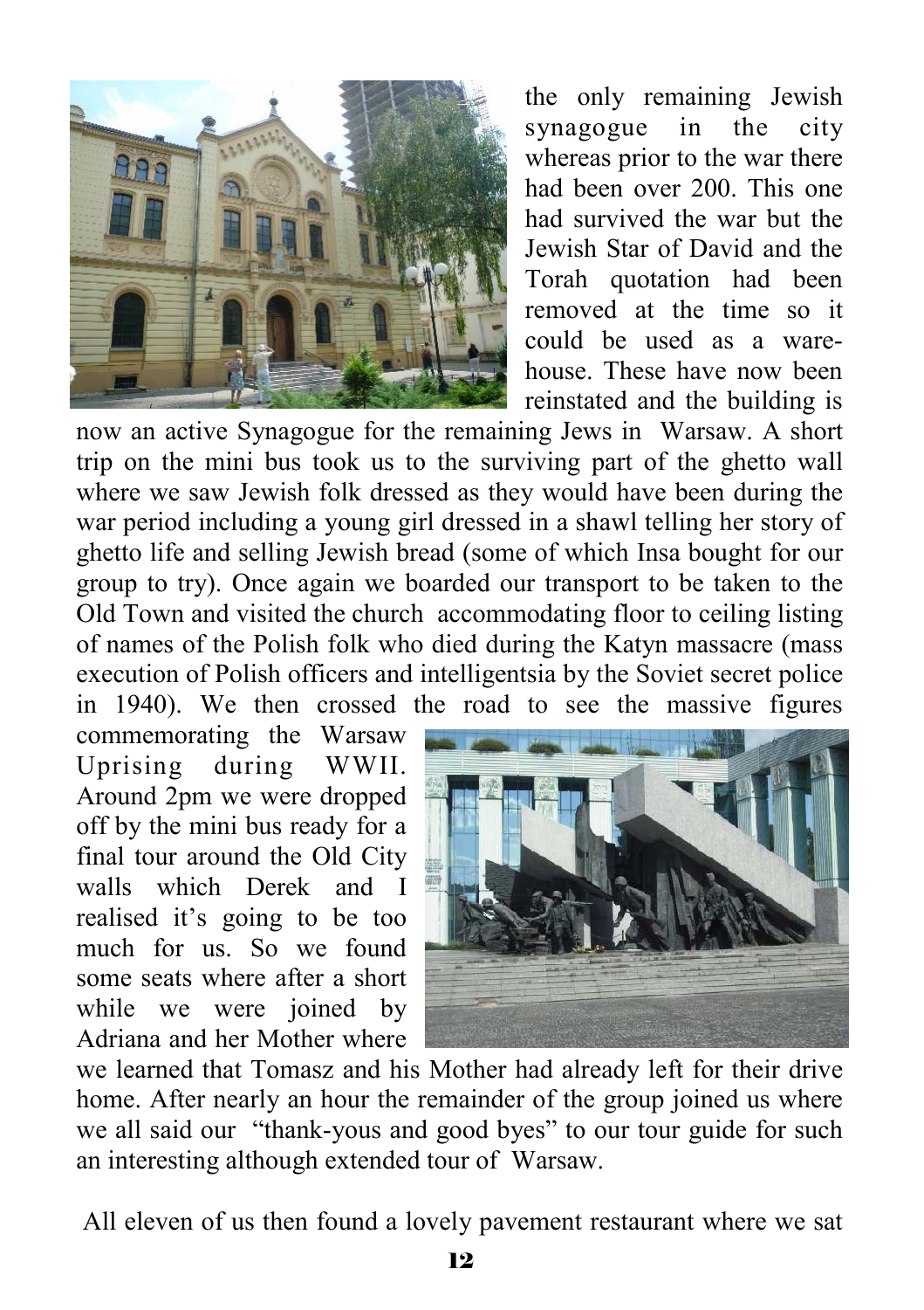the only remaining Jewish synagogue in the city whereas prior to the war there had been over 200. This one had survived the war but the Jewish Star of David and the Torah quotation had been removed at the time so it could be used as a warehouse. These have now been reinstated and the building is now an active Synagogue for the remaining Jews in Warsaw. A short trip on the mini bus took us to the surviving part of the ghetto wall where we saw Jewish folk dressed as they would have been during the war period including a young girl dressed in a shawl telling her story of ghetto life and selling Jewish bread (some of which Insa bought for our group to try). Once again we boarded our transport to be taken to the Old Town and visited the church accommodating floor to ceiling listing of names of the Polish folk who died during the Katyn massacre (mass execution of Polish officers and intelligentsia by the Soviet secret police in 1940). We then crossed the road to see the massive figures commemorating the Warsaw Uprising during WWII. Around 2pm we were dropped off by the mini bus ready for a final tour around the Old City walls which Derek and I realised it's going to be too much for us. So we found some seats where after a short while we were joined by Adriana and her Mother where we learned that Tomasz and his Mother had already left for their drive home. After nearly an hour the remainder of the group joined us where we all said our "thank-yous and good byes" to our tour guide for such an interesting although extended tour of Warsaw.

All eleven of us then found a lovely pavement restaurant where we sat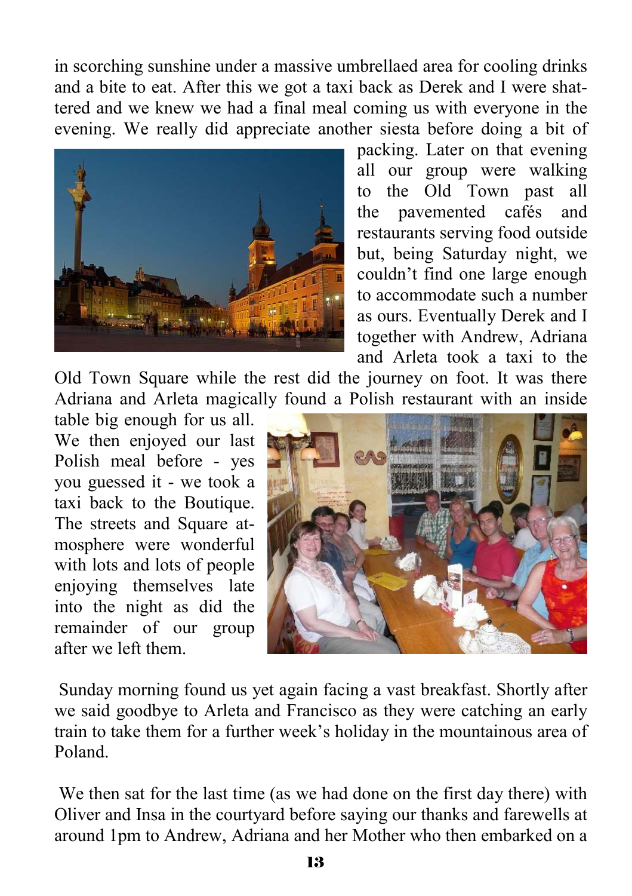in scorching sunshine under a massive umbrellaed area for cooling drinks and a bite to eat. After this we got a taxi back as Derek and I were shattered and we knew we had a final meal coming us with everyone in the evening. We really did appreciate another siesta before doing a bit of packing. Later on that evening all our group were walking to the Old Town past all the pavemented cafés and restaurants serving food outside but, being Saturday night, we couldn't find one large enough to accommodate such a number as ours. Eventually Derek and I together with Andrew, Adriana and Arleta took a taxi to the Old Town Square while the rest did the journey on foot. It was there Adriana and Arleta magically found a Polish restaurant with an inside table big enough for us all. We then enjoyed our last Polish meal before - yes you guessed it - we took a taxi back to the Boutique. The streets and Square atmosphere were wonderful with lots and lots of people enjoying themselves late into the night as did the remainder of our group after we left them.

Sunday morning found us yet again facing a vast breakfast. Shortly after we said goodbye to Arleta and Francisco as they were catching an early train to take them for a further week's holiday in the mountainous area of Poland.

We then sat for the last time (as we had done on the first day there) with Oliver and Insa in the courtyard before saying our thanks and farewells at around 1pm to Andrew, Adriana and her Mother who then embarked on a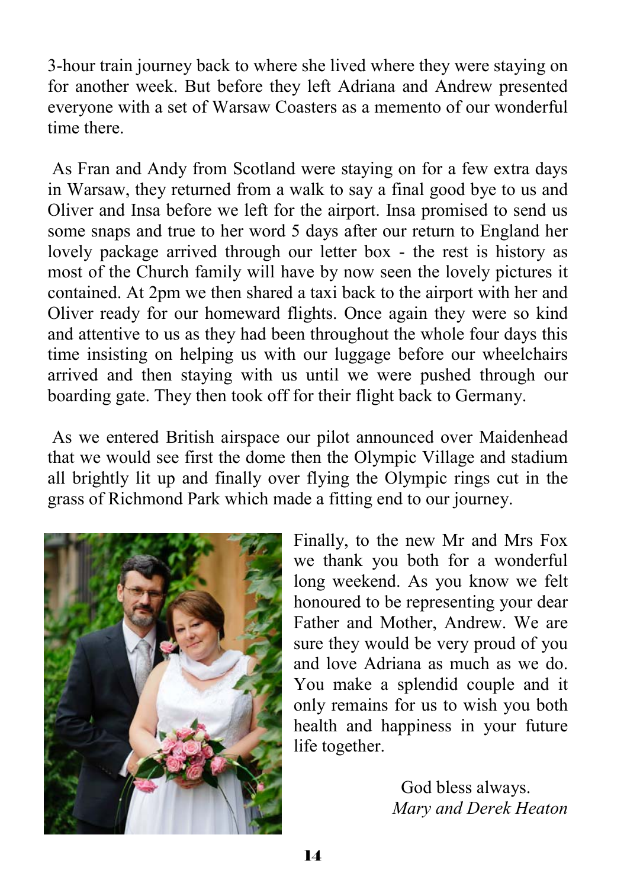3-hour train journey back to where she lived where they were staying on for another week. But before they left Adriana and Andrew presented everyone with a set of Warsaw Coasters as a memento of our wonderful time there.

As Fran and Andy from Scotland were staying on for a few extra days in Warsaw, they returned from a walk to say a final good bye to us and Oliver and Insa before we left for the airport. Insa promised to send us some snaps and true to her word 5 days after our return to England her lovely package arrived through our letter box - the rest is history as most of the Church family will have by now seen the lovely pictures it contained. At 2pm we then shared a taxi back to the airport with her and Oliver ready for our homeward flights. Once again they were so kind and attentive to us as they had been throughout the whole four days this time insisting on helping us with our luggage before our wheelchairs arrived and then staying with us until we were pushed through our boarding gate. They then took off for their flight back to Germany.

As we entered British airspace our pilot announced over Maidenhead that we would see first the dome then the Olympic Village and stadium all brightly lit up and finally over flying the Olympic rings cut in the grass of Richmond Park which made a fitting end to our journey.

Finally, to the new Mr and Mrs Fox we thank you both for a wonderful long weekend. As you know we felt honoured to be representing your dear Father and Mother, Andrew. We are sure they would be very proud of you and love Adriana as much as we do. You make a splendid couple and it only remains for us to wish you both health and happiness in your future life together.

God bless always.
*Mary and Derek Heaton*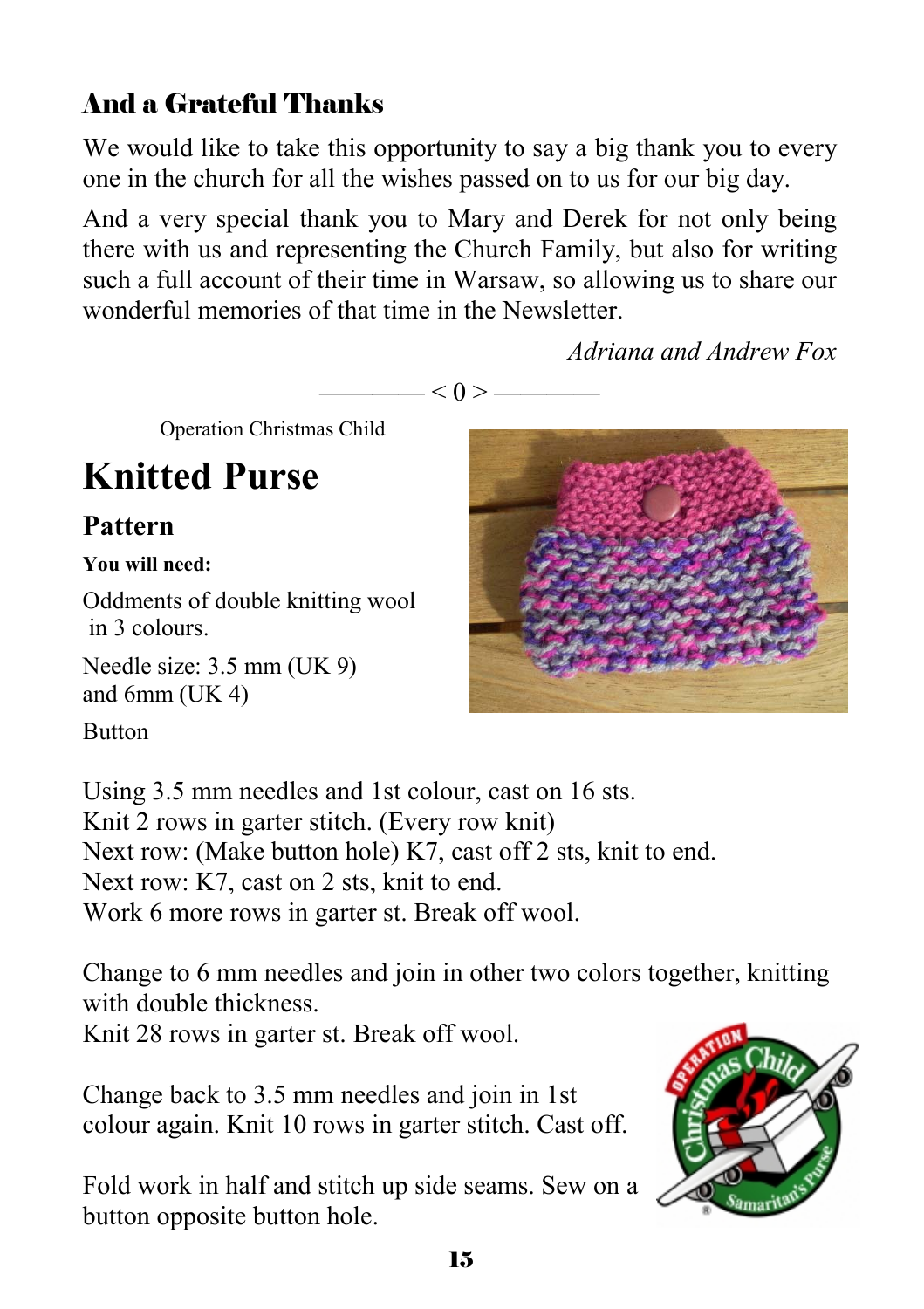## And a Grateful Thanks

We would like to take this opportunity to say a big thank you to every one in the church for all the wishes passed on to us for our big day.

And a very special thank you to Mary and Derek for not only being there with us and representing the Church Family, but also for writing such a full account of their time in Warsaw, so allowing us to share our wonderful memories of that time in the Newsletter.

*Adriana and Andrew Fox*

———— < 0 > ————

Operation Christmas Child

# Knitted Purse

## Pattern

**You will need:**

Oddments of double knitting wool in 3 colours.

Needle size: 3.5 mm (UK 9) and 6mm (UK 4)

Button

Using 3.5 mm needles and 1st colour, cast on 16 sts.
Knit 2 rows in garter stitch. (Every row knit)
Next row: (Make button hole) K7, cast off 2 sts, knit to end.
Next row: K7, cast on 2 sts, knit to end.
Work 6 more rows in garter st. Break off wool.

Change to 6 mm needles and join in other two colors together, knitting with double thickness.
Knit 28 rows in garter st. Break off wool.

Change back to 3.5 mm needles and join in 1st colour again. Knit 10 rows in garter stitch. Cast off.

Fold work in half and stitch up side seams. Sew on a button opposite button hole.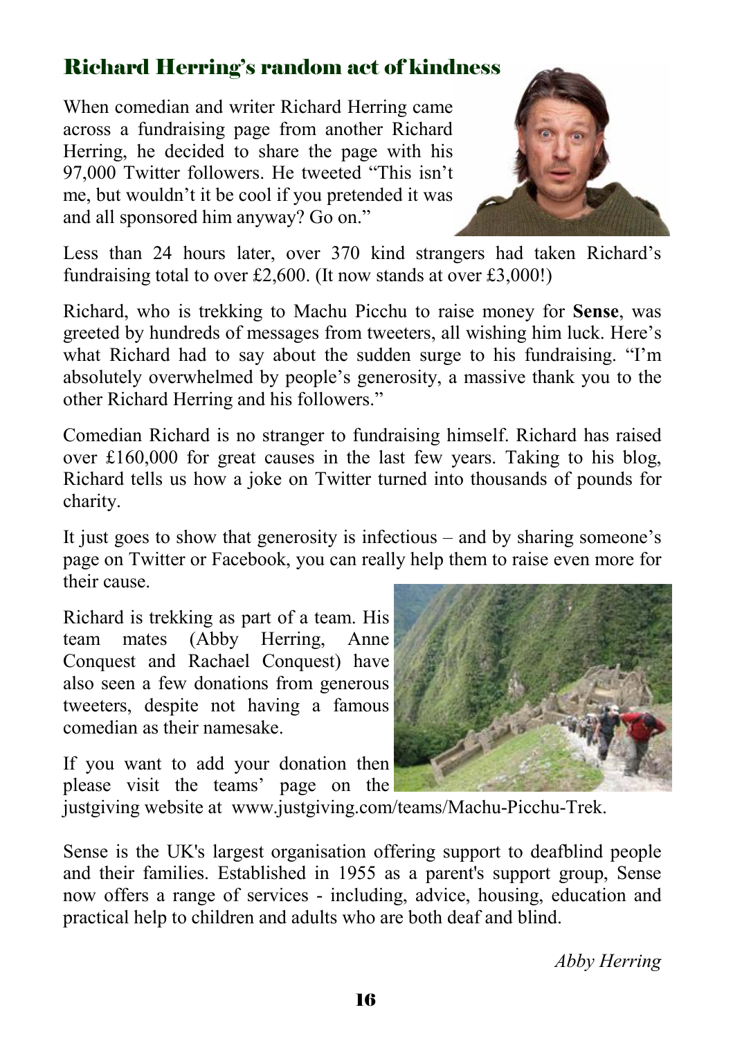## Richard Herring's random act of kindness

When comedian and writer Richard Herring came across a fundraising page from another Richard Herring, he decided to share the page with his 97,000 Twitter followers. He tweeted "This isn't me, but wouldn't it be cool if you pretended it was and all sponsored him anyway? Go on."

Less than 24 hours later, over 370 kind strangers had taken Richard's fundraising total to over £2,600. (It now stands at over £3,000!)

Richard, who is trekking to Machu Picchu to raise money for **Sense**, was greeted by hundreds of messages from tweeters, all wishing him luck. Here's what Richard had to say about the sudden surge to his fundraising. "I'm absolutely overwhelmed by people's generosity, a massive thank you to the other Richard Herring and his followers."

Comedian Richard is no stranger to fundraising himself. Richard has raised over £160,000 for great causes in the last few years. Taking to his blog, Richard tells us how a joke on Twitter turned into thousands of pounds for charity.

It just goes to show that generosity is infectious – and by sharing someone's page on Twitter or Facebook, you can really help them to raise even more for their cause.

Richard is trekking as part of a team. His team mates (Abby Herring, Anne Conquest and Rachael Conquest) have also seen a few donations from generous tweeters, despite not having a famous comedian as their namesake.

If you want to add your donation then please visit the teams' page on the justgiving website at www.justgiving.com/teams/Machu-Picchu-Trek.

Sense is the UK's largest organisation offering support to deafblind people and their families. Established in 1955 as a parent's support group, Sense now offers a range of services - including, advice, housing, education and practical help to children and adults who are both deaf and blind.

*Abby Herring*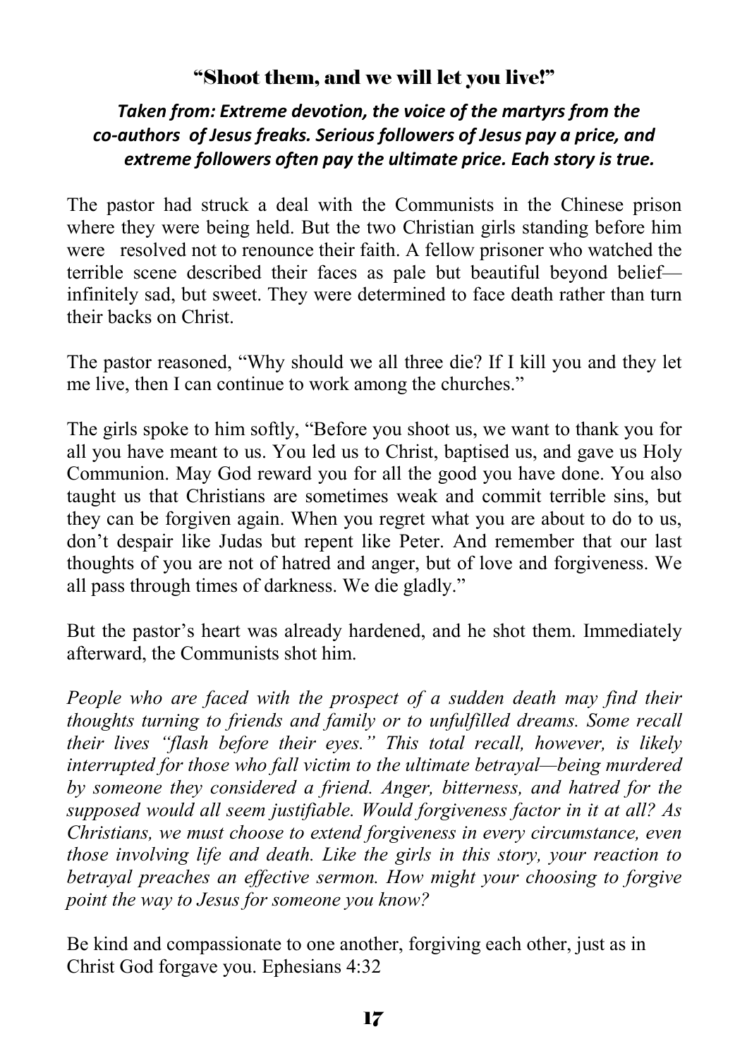## "Shoot them, and we will let you live!"

***Taken from: Extreme devotion, the voice of the martyrs from the co-authors of Jesus freaks. Serious followers of Jesus pay a price, and extreme followers often pay the ultimate price. Each story is true.***

The pastor had struck a deal with the Communists in the Chinese prison where they were being held. But the two Christian girls standing before him were resolved not to renounce their faith. A fellow prisoner who watched the terrible scene described their faces as pale but beautiful beyond belief—infinitely sad, but sweet. They were determined to face death rather than turn their backs on Christ.

The pastor reasoned, "Why should we all three die? If I kill you and they let me live, then I can continue to work among the churches."

The girls spoke to him softly, "Before you shoot us, we want to thank you for all you have meant to us. You led us to Christ, baptised us, and gave us Holy Communion. May God reward you for all the good you have done. You also taught us that Christians are sometimes weak and commit terrible sins, but they can be forgiven again. When you regret what you are about to do to us, don't despair like Judas but repent like Peter. And remember that our last thoughts of you are not of hatred and anger, but of love and forgiveness. We all pass through times of darkness. We die gladly."

But the pastor's heart was already hardened, and he shot them. Immediately afterward, the Communists shot him.

*People who are faced with the prospect of a sudden death may find their thoughts turning to friends and family or to unfulfilled dreams. Some recall their lives "flash before their eyes." This total recall, however, is likely interrupted for those who fall victim to the ultimate betrayal—being murdered by someone they considered a friend. Anger, bitterness, and hatred for the supposed would all seem justifiable. Would forgiveness factor in it at all? As Christians, we must choose to extend forgiveness in every circumstance, even those involving life and death. Like the girls in this story, your reaction to betrayal preaches an effective sermon. How might your choosing to forgive point the way to Jesus for someone you know?*

Be kind and compassionate to one another, forgiving each other, just as in Christ God forgave you. Ephesians 4:32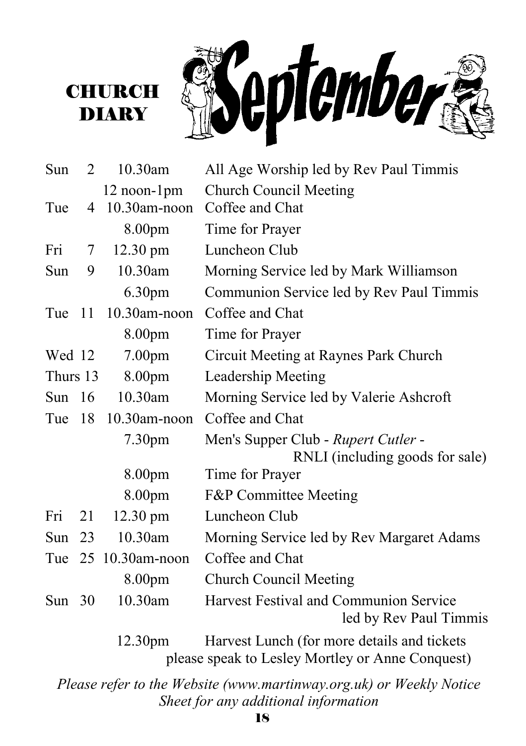# CHURCH DIARY September

| Day | Date | Time | Event |
|---|---|---|---|
| Sun | 2 | 10.30am | All Age Worship led by Rev Paul Timmis |
| | | 12 noon-1pm | Church Council Meeting |
| Tue | 4 | 10.30am-noon | Coffee and Chat |
| | | 8.00pm | Time for Prayer |
| Fri | 7 | 12.30 pm | Luncheon Club |
| Sun | 9 | 10.30am | Morning Service led by Mark Williamson |
| | | 6.30pm | Communion Service led by Rev Paul Timmis |
| Tue | 11 | 10.30am-noon | Coffee and Chat |
| | | 8.00pm | Time for Prayer |
| Wed | 12 | 7.00pm | Circuit Meeting at Raynes Park Church |
| Thurs | 13 | 8.00pm | Leadership Meeting |
| Sun | 16 | 10.30am | Morning Service led by Valerie Ashcroft |
| Tue | 18 | 10.30am-noon | Coffee and Chat |
| | | 7.30pm | Men's Supper Club - *Rupert Cutler* - RNLI (including goods for sale) |
| | | 8.00pm | Time for Prayer |
| | | 8.00pm | F&P Committee Meeting |
| Fri | 21 | 12.30 pm | Luncheon Club |
| Sun | 23 | 10.30am | Morning Service led by Rev Margaret Adams |
| Tue | 25 | 10.30am-noon | Coffee and Chat |
| | | 8.00pm | Church Council Meeting |
| Sun | 30 | 10.30am | Harvest Festival and Communion Service led by Rev Paul Timmis |
| | | 12.30pm | Harvest Lunch (for more details and tickets please speak to Lesley Mortley or Anne Conquest) |

*Please refer to the Website (www.martinway.org.uk) or Weekly Notice Sheet for any additional information*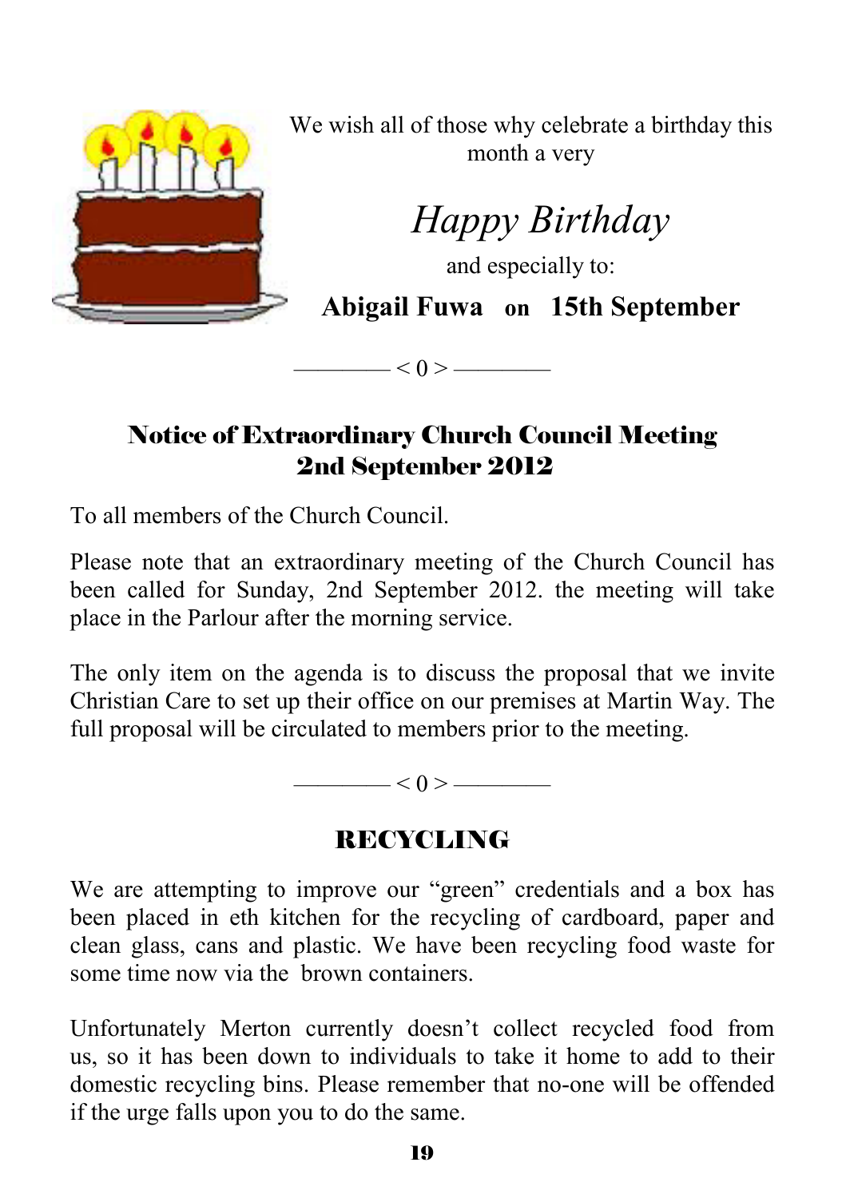We wish all of those why celebrate a birthday this month a very

*Happy Birthday*

and especially to:

**Abigail Fuwa on 15th September**

———— < 0 > ————

## Notice of Extraordinary Church Council Meeting 2nd September 2012

To all members of the Church Council.

Please note that an extraordinary meeting of the Church Council has been called for Sunday, 2nd September 2012. the meeting will take place in the Parlour after the morning service.

The only item on the agenda is to discuss the proposal that we invite Christian Care to set up their office on our premises at Martin Way. The full proposal will be circulated to members prior to the meeting.

———— < 0 > ————

## RECYCLING

We are attempting to improve our "green" credentials and a box has been placed in eth kitchen for the recycling of cardboard, paper and clean glass, cans and plastic. We have been recycling food waste for some time now via the brown containers.

Unfortunately Merton currently doesn't collect recycled food from us, so it has been down to individuals to take it home to add to their domestic recycling bins. Please remember that no-one will be offended if the urge falls upon you to do the same.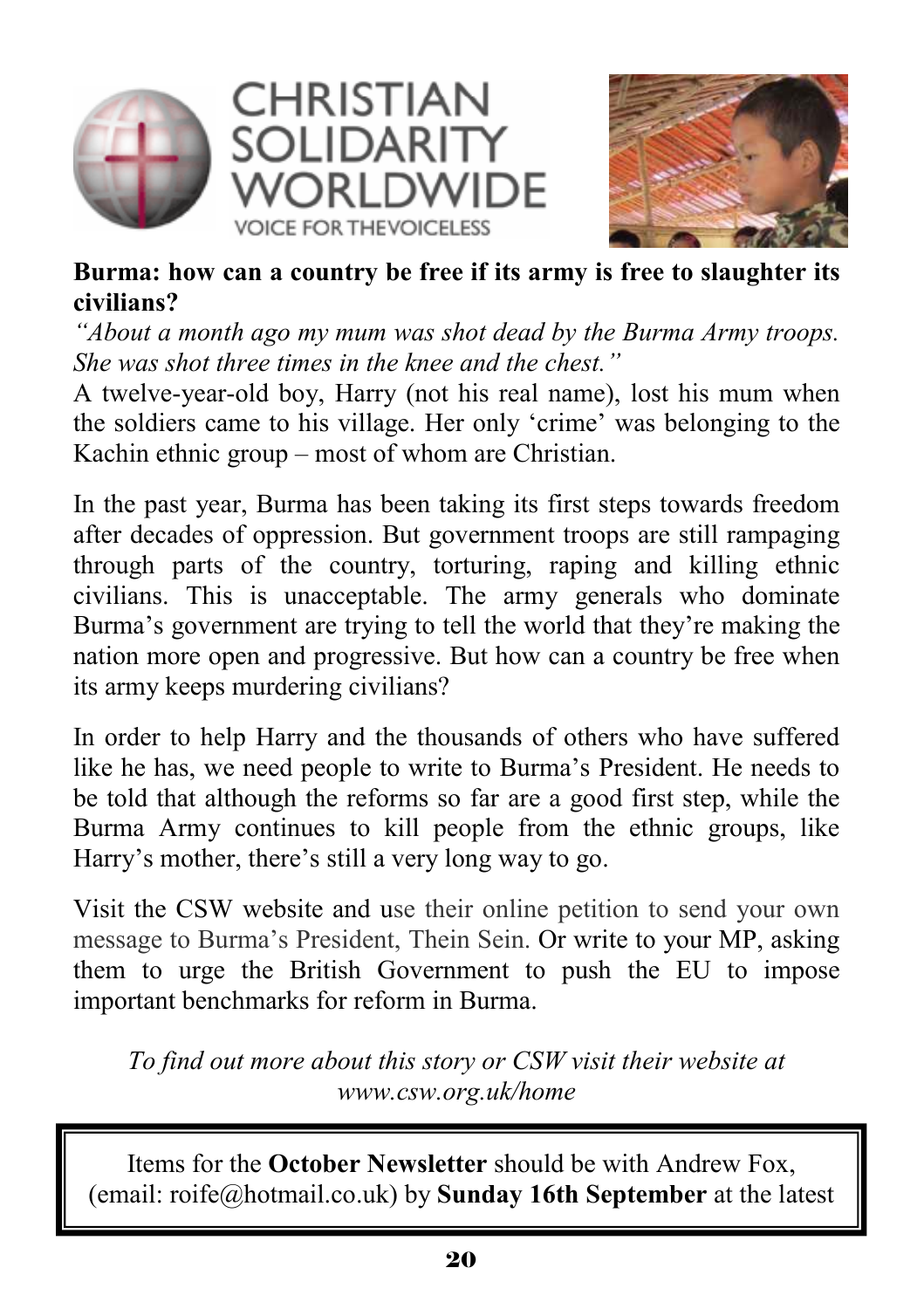CHRISTIAN SOLIDARITY WORLDWIDE

VOICE FOR THEVOICELESS

**Burma: how can a country be free if its army is free to slaughter its civilians?**

*"About a month ago my mum was shot dead by the Burma Army troops. She was shot three times in the knee and the chest."*

A twelve-year-old boy, Harry (not his real name), lost his mum when the soldiers came to his village. Her only 'crime' was belonging to the Kachin ethnic group – most of whom are Christian.

In the past year, Burma has been taking its first steps towards freedom after decades of oppression. But government troops are still rampaging through parts of the country, torturing, raping and killing ethnic civilians. This is unacceptable. The army generals who dominate Burma's government are trying to tell the world that they're making the nation more open and progressive. But how can a country be free when its army keeps murdering civilians?

In order to help Harry and the thousands of others who have suffered like he has, we need people to write to Burma's President. He needs to be told that although the reforms so far are a good first step, while the Burma Army continues to kill people from the ethnic groups, like Harry's mother, there's still a very long way to go.

Visit the CSW website and use their online petition to send your own message to Burma's President, Thein Sein. Or write to your MP, asking them to urge the British Government to push the EU to impose important benchmarks for reform in Burma.

*To find out more about this story or CSW visit their website at www.csw.org.uk/home*

---

Items for the **October Newsletter** should be with Andrew Fox, (email: roife@hotmail.co.uk) by **Sunday 16th September** at the latest